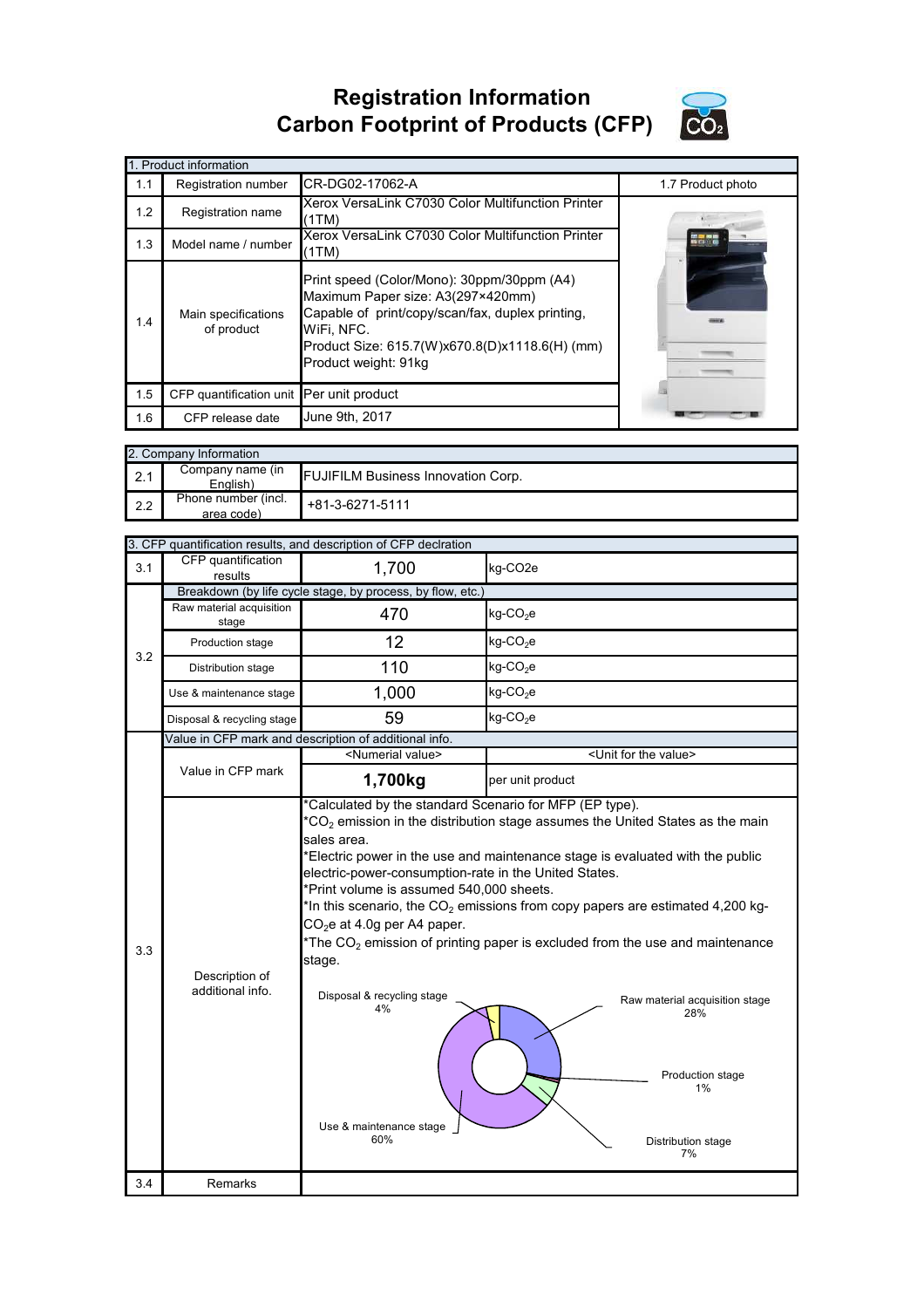# Registration Information
# Carbon Footprint of Products (CFP)

| 1. Product information | | | |
|---|---|---|---|
| 1.1 | Registration number | CR-DG02-17062-A | 1.7 Product photo |
| 1.2 | Registration name | Xerox VersaLink C7030 Color Multifunction Printer (1TM) | |
| 1.3 | Model name / number | Xerox VersaLink C7030 Color Multifunction Printer (1TM) | |
| 1.4 | Main specifications of product | Print speed (Color/Mono): 30ppm/30ppm (A4)<br>Maximum Paper size: A3(297×420mm)<br>Capable of print/copy/scan/fax, duplex printing, WiFi, NFC.<br>Product Size: 615.7(W)x670.8(D)x1118.6(H) (mm)<br>Product weight: 91kg | |
| 1.5 | CFP quantification unit | Per unit product | |
| 1.6 | CFP release date | June 9th, 2017 | |

| 2. Company Information | | |
|---|---|---|
| 2.1 | Company name (in English) | FUJIFILM Business Innovation Corp. |
| 2.2 | Phone number (incl. area code) | +81-3-6271-5111 |

| 3. CFP quantification results, and description of CFP declration | | | |
|---|---|---|---|
| 3.1 | CFP quantification results | 1,700 | kg-CO2e |
| 3.2 | Breakdown (by life cycle stage, by process, by flow, etc.) | | |
| | Raw material acquisition stage | 470 | kg-$CO_2$e |
| | Production stage | 12 | kg-$CO_2$e |
| | Distribution stage | 110 | kg-$CO_2$e |
| | Use & maintenance stage | 1,000 | kg-$CO_2$e |
| | Disposal & recycling stage | 59 | kg-$CO_2$e |
| 3.3 | Value in CFP mark and description of additional info. | | |
| | Value in CFP mark | <Numerial value> | <Unit for the value> |
| | | **1,700kg** | per unit product |
| | Description of additional info. | *Calculated by the standard Scenario for MFP (EP type).<br>*$CO_2$ emission in the distribution stage assumes the United States as the main sales area.<br>*Electric power in the use and maintenance stage is evaluated with the public electric-power-consumption-rate in the United States.<br>*Print volume is assumed 540,000 sheets.<br>*In this scenario, the $CO_2$ emissions from copy papers are estimated 4,200 kg-$CO_2$e at 4.0g per A4 paper.<br>*The $CO_2$ emission of printing paper is excluded from the use and maintenance stage.<br><br>Raw material acquisition stage 28%<br>Production stage 1%<br>Distribution stage 7%<br>Use & maintenance stage 60%<br>Disposal & recycling stage 4% | |
| 3.4 | Remarks | | |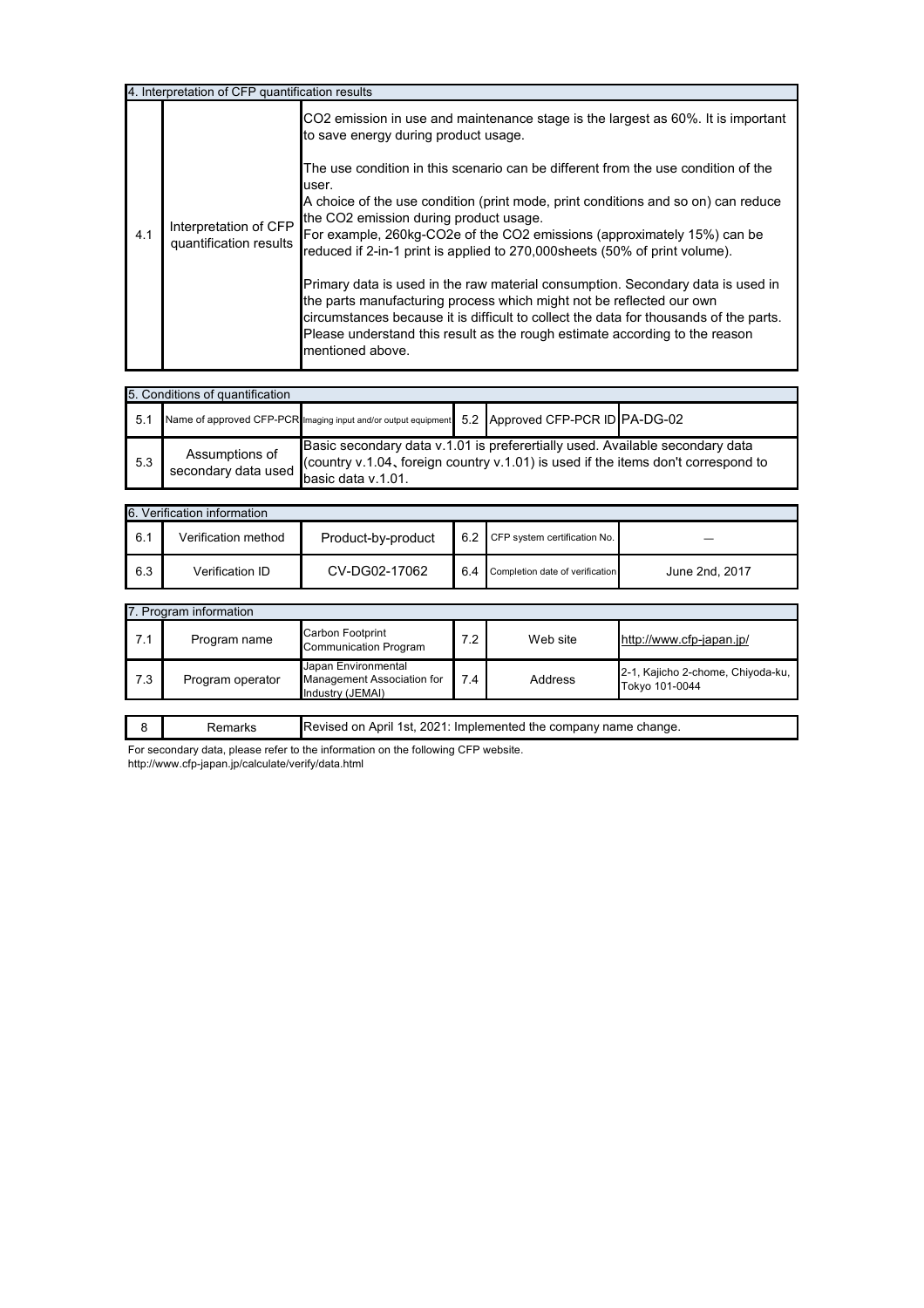| 4. Interpretation of CFP quantification results | | |
|---|---|---|
| 4.1 | Interpretation of CFP quantification results | $CO_2$ emission in use and maintenance stage is the largest as 60%. It is important to save energy during product usage.<br><br>The use condition in this scenario can be different from the use condition of the user.<br>A choice of the use condition (print mode, print conditions and so on) can reduce the $CO_2$ emission during product usage.<br>For example, 260kg-$CO_2e$ of the $CO_2$ emissions (approximately 15%) can be reduced if 2-in-1 print is applied to 270,000sheets (50% of print volume).<br><br>Primary data is used in the raw material consumption. Secondary data is used in the parts manufacturing process which might not be reflected our own circumstances because it is difficult to collect the data for thousands of the parts. Please understand this result as the rough estimate according to the reason mentioned above. |

| 5. Conditions of quantification | | | | | |
|---|---|---|---|---|---|
| 5.1 | Name of approved CFP-PCR | Imaging input and/or output equipment | 5.2 | Approved CFP-PCR ID | PA-DG-02 |
| 5.3 | Assumptions of secondary data used | Basic secondary data v.1.01 is preferertially used. Available secondary data (country v.1.04、foreign country v.1.01) is used if the items don't correspond to basic data v.1.01. | | | |

| 6. Verification information | | | | | |
|---|---|---|---|---|---|
| 6.1 | Verification method | Product-by-product | 6.2 | CFP system certification No. | — |
| 6.3 | Verification ID | CV-DG02-17062 | 6.4 | Completion date of verification | June 2nd, 2017 |

| 7. Program information | | | | | |
|---|---|---|---|---|---|
| 7.1 | Program name | Carbon Footprint Communication Program | 7.2 | Web site | http://www.cfp-japan.jp/ |
| 7.3 | Program operator | Japan Environmental Management Association for Industry (JEMAI) | 7.4 | Address | 2-1, Kajicho 2-chome, Chiyoda-ku, Tokyo 101-0044 |

| | | |
|---|---|---|
| 8 | Remarks | Revised on April 1st, 2021: Implemented the company name change. |

For secondary data, please refer to the information on the following CFP website.
http://www.cfp-japan.jp/calculate/verify/data.html